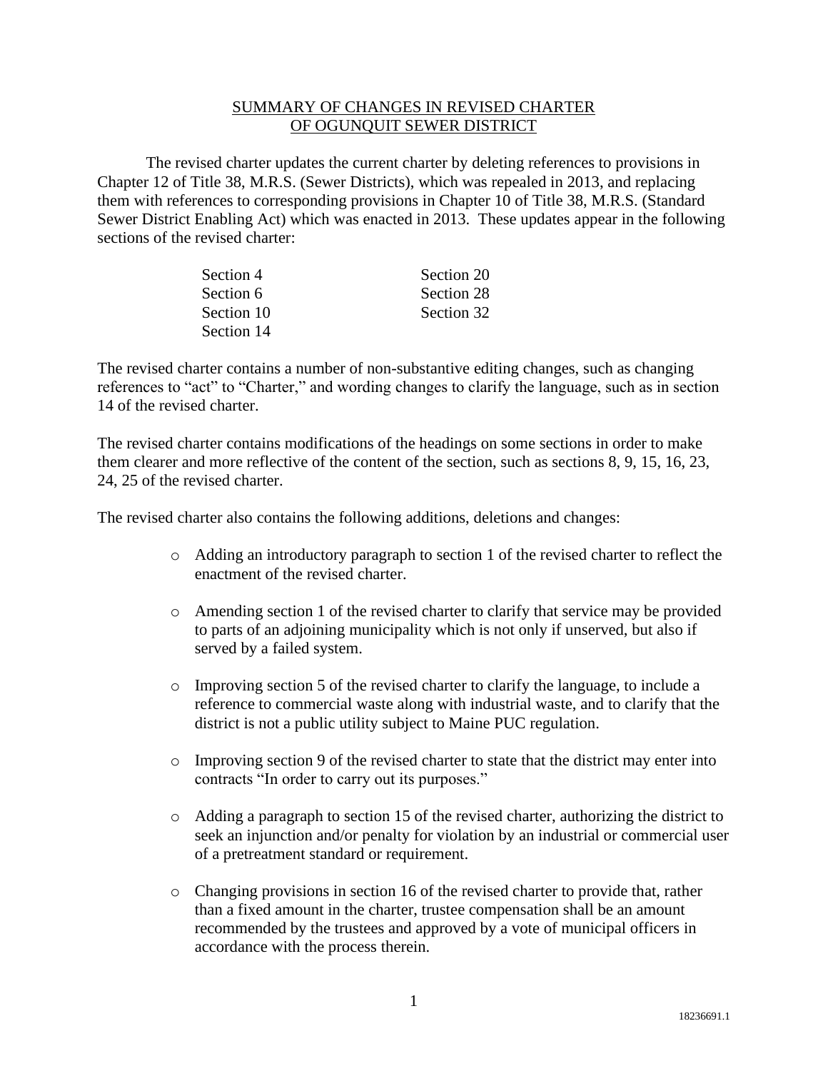# SUMMARY OF CHANGES IN REVISED CHARTER OF OGUNQUIT SEWER DISTRICT

The revised charter updates the current charter by deleting references to provisions in Chapter 12 of Title 38, M.R.S. (Sewer Districts), which was repealed in 2013, and replacing them with references to corresponding provisions in Chapter 10 of Title 38, M.R.S. (Standard Sewer District Enabling Act) which was enacted in 2013. These updates appear in the following sections of the revised charter:

- Section 4
- Section 6
- Section 10
- Section 14
- Section 20
- Section 28
- Section 32

The revised charter contains a number of non-substantive editing changes, such as changing references to "act" to "Charter," and wording changes to clarify the language, such as in section 14 of the revised charter.

The revised charter contains modifications of the headings on some sections in order to make them clearer and more reflective of the content of the section, such as sections 8, 9, 15, 16, 23, 24, 25 of the revised charter.

The revised charter also contains the following additions, deletions and changes:

- Adding an introductory paragraph to section 1 of the revised charter to reflect the enactment of the revised charter.
- Amending section 1 of the revised charter to clarify that service may be provided to parts of an adjoining municipality which is not only if unserved, but also if served by a failed system.
- Improving section 5 of the revised charter to clarify the language, to include a reference to commercial waste along with industrial waste, and to clarify that the district is not a public utility subject to Maine PUC regulation.
- Improving section 9 of the revised charter to state that the district may enter into contracts "In order to carry out its purposes."
- Adding a paragraph to section 15 of the revised charter, authorizing the district to seek an injunction and/or penalty for violation by an industrial or commercial user of a pretreatment standard or requirement.
- Changing provisions in section 16 of the revised charter to provide that, rather than a fixed amount in the charter, trustee compensation shall be an amount recommended by the trustees and approved by a vote of municipal officers in accordance with the process therein.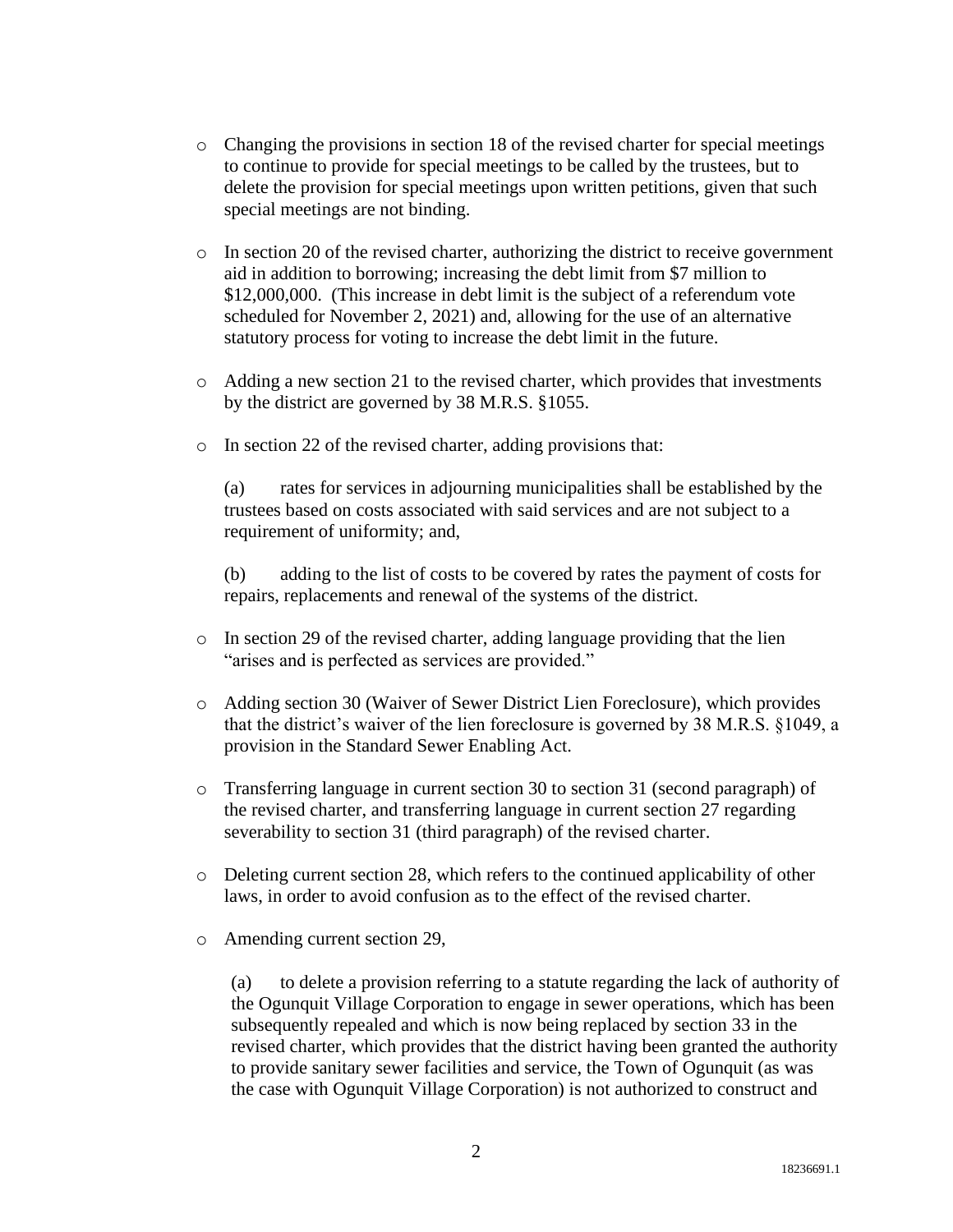- Changing the provisions in section 18 of the revised charter for special meetings to continue to provide for special meetings to be called by the trustees, but to delete the provision for special meetings upon written petitions, given that such special meetings are not binding.

- In section 20 of the revised charter, authorizing the district to receive government aid in addition to borrowing; increasing the debt limit from $7 million to $12,000,000. (This increase in debt limit is the subject of a referendum vote scheduled for November 2, 2021) and, allowing for the use of an alternative statutory process for voting to increase the debt limit in the future.

- Adding a new section 21 to the revised charter, which provides that investments by the district are governed by 38 M.R.S. §1055.

- In section 22 of the revised charter, adding provisions that:

  (a) rates for services in adjourning municipalities shall be established by the trustees based on costs associated with said services and are not subject to a requirement of uniformity; and,

  (b) adding to the list of costs to be covered by rates the payment of costs for repairs, replacements and renewal of the systems of the district.

- In section 29 of the revised charter, adding language providing that the lien "arises and is perfected as services are provided."

- Adding section 30 (Waiver of Sewer District Lien Foreclosure), which provides that the district's waiver of the lien foreclosure is governed by 38 M.R.S. §1049, a provision in the Standard Sewer Enabling Act.

- Transferring language in current section 30 to section 31 (second paragraph) of the revised charter, and transferring language in current section 27 regarding severability to section 31 (third paragraph) of the revised charter.

- Deleting current section 28, which refers to the continued applicability of other laws, in order to avoid confusion as to the effect of the revised charter.

- Amending current section 29,

  (a) to delete a provision referring to a statute regarding the lack of authority of the Ogunquit Village Corporation to engage in sewer operations, which has been subsequently repealed and which is now being replaced by section 33 in the revised charter, which provides that the district having been granted the authority to provide sanitary sewer facilities and service, the Town of Ogunquit (as was the case with Ogunquit Village Corporation) is not authorized to construct and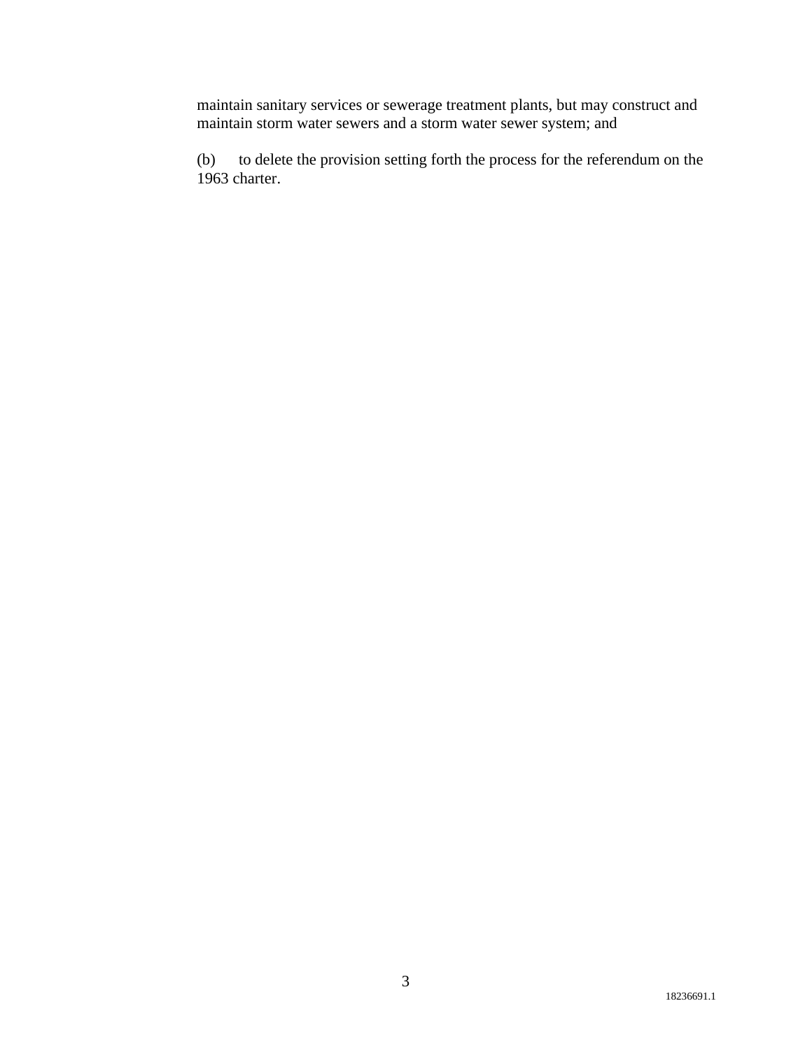maintain sanitary services or sewerage treatment plants, but may construct and maintain storm water sewers and a storm water sewer system; and

(b) to delete the provision setting forth the process for the referendum on the 1963 charter.